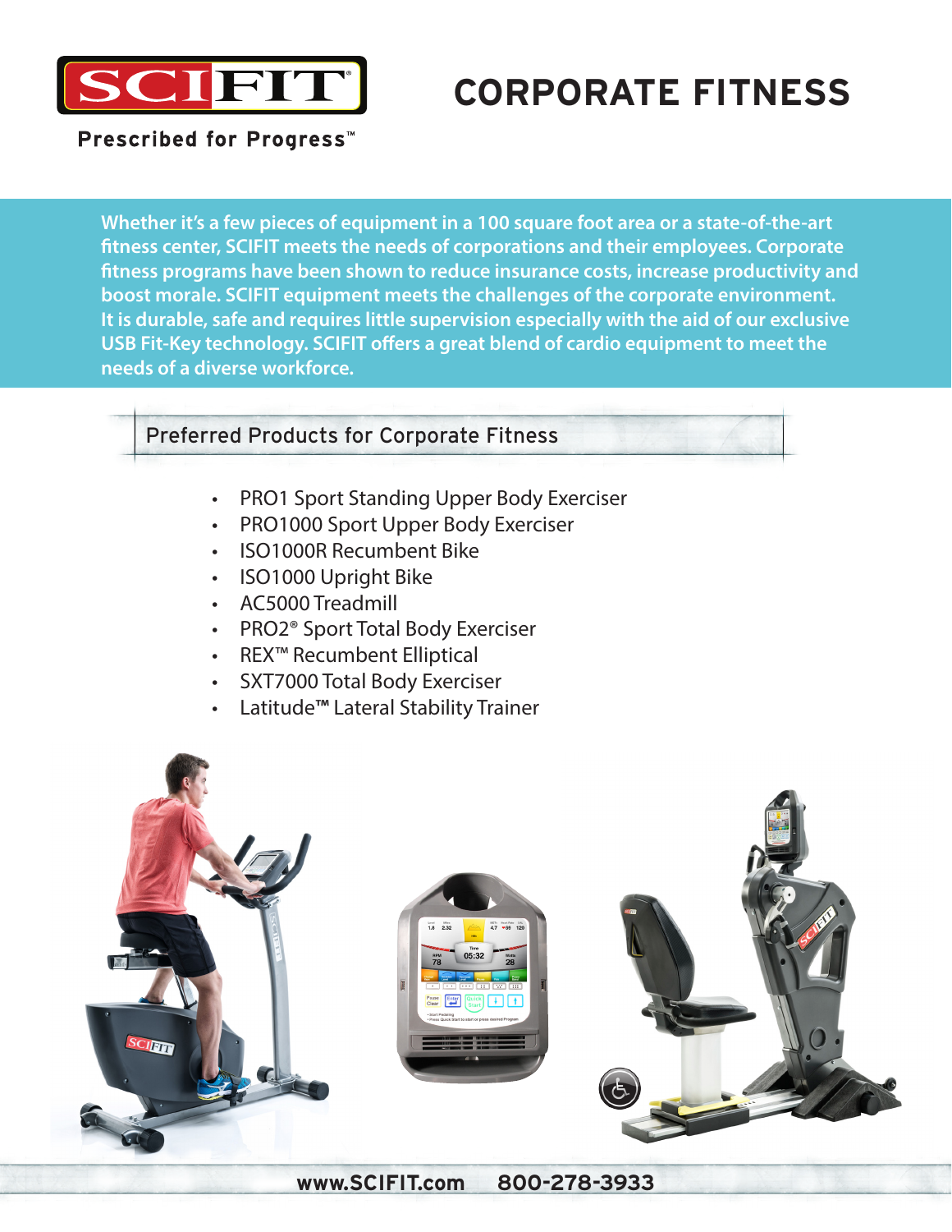SCIFIT

Prescribed for Progress™

# CORPORATE FITNESS

**Whether it's a few pieces of equipment in a 100 square foot area or a state-of-the-art fitness center, SCIFIT meets the needs of corporations and their employees. Corporate fitness programs have been shown to reduce insurance costs, increase productivity and boost morale. SCIFIT equipment meets the challenges of the corporate environment. It is durable, safe and requires little supervision especially with the aid of our exclusive USB Fit-Key technology. SCIFIT offers a great blend of cardio equipment to meet the needs of a diverse workforce.**

## Preferred Products for Corporate Fitness

- PRO1 Sport Standing Upper Body Exerciser
- PRO1000 Sport Upper Body Exerciser
- ISO1000R Recumbent Bike
- ISO1000 Upright Bike
- AC5000 Treadmill
- PRO2® Sport Total Body Exerciser
- REX™ Recumbent Elliptical
- SXT7000 Total Body Exerciser
- Latitude™ Lateral Stability Trainer

**www.SCIFIT.com 800-278-3933**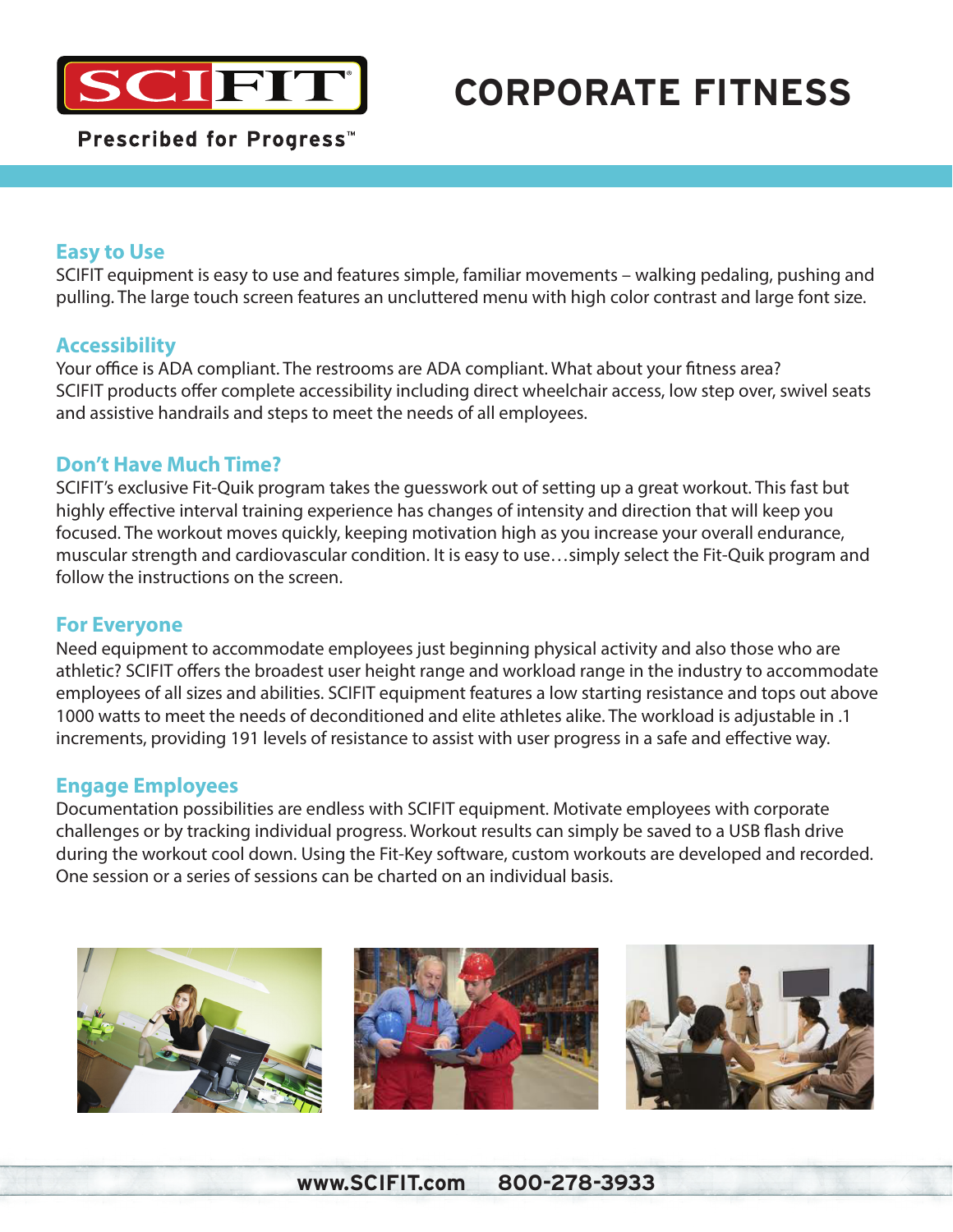# CORPORATE FITNESS

Prescribed for Progress™

## Easy to Use

SCIFIT equipment is easy to use and features simple, familiar movements – walking pedaling, pushing and pulling. The large touch screen features an uncluttered menu with high color contrast and large font size.

## Accessibility

Your office is ADA compliant. The restrooms are ADA compliant. What about your fitness area? SCIFIT products offer complete accessibility including direct wheelchair access, low step over, swivel seats and assistive handrails and steps to meet the needs of all employees.

## Don't Have Much Time?

SCIFIT's exclusive Fit-Quik program takes the guesswork out of setting up a great workout. This fast but highly effective interval training experience has changes of intensity and direction that will keep you focused. The workout moves quickly, keeping motivation high as you increase your overall endurance, muscular strength and cardiovascular condition. It is easy to use…simply select the Fit-Quik program and follow the instructions on the screen.

## For Everyone

Need equipment to accommodate employees just beginning physical activity and also those who are athletic? SCIFIT offers the broadest user height range and workload range in the industry to accommodate employees of all sizes and abilities. SCIFIT equipment features a low starting resistance and tops out above 1000 watts to meet the needs of deconditioned and elite athletes alike. The workload is adjustable in .1 increments, providing 191 levels of resistance to assist with user progress in a safe and effective way.

## Engage Employees

Documentation possibilities are endless with SCIFIT equipment. Motivate employees with corporate challenges or by tracking individual progress. Workout results can simply be saved to a USB flash drive during the workout cool down. Using the Fit-Key software, custom workouts are developed and recorded. One session or a series of sessions can be charted on an individual basis.

www.SCIFIT.com 800-278-3933